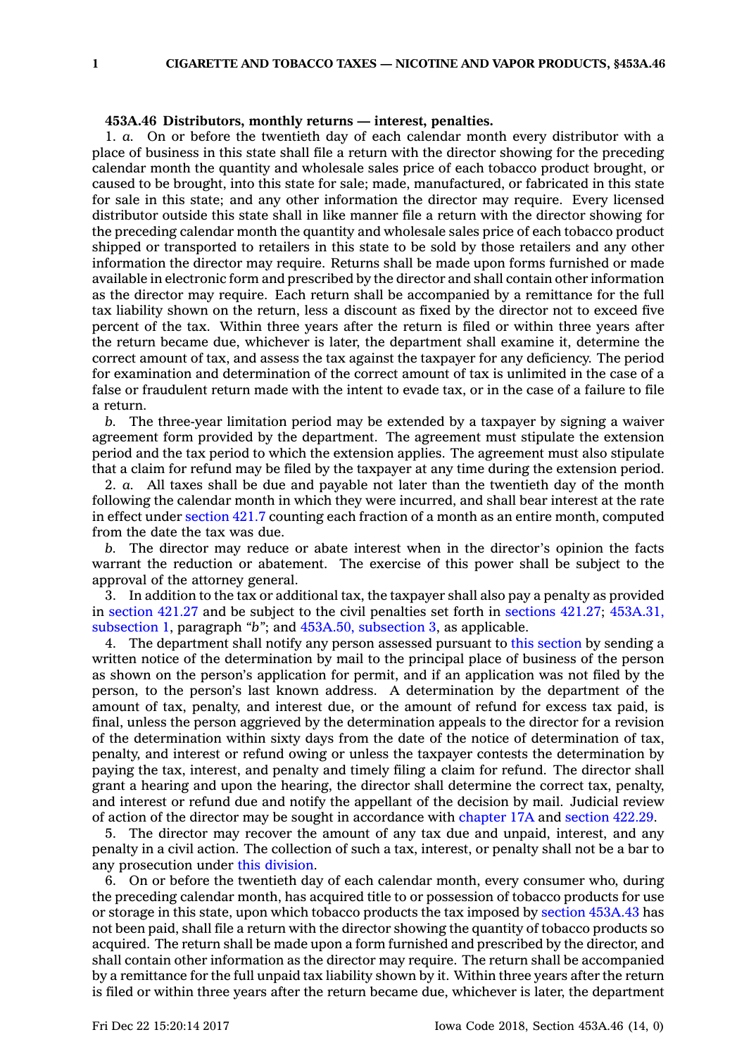**453A.46 Distributors, monthly returns — interest, penalties.**

1. *a.* On or before the twentieth day of each calendar month every distributor with a place of business in this state shall file a return with the director showing for the preceding calendar month the quantity and wholesale sales price of each tobacco product brought, or caused to be brought, into this state for sale; made, manufactured, or fabricated in this state for sale in this state; and any other information the director may require. Every licensed distributor outside this state shall in like manner file a return with the director showing for the preceding calendar month the quantity and wholesale sales price of each tobacco product shipped or transported to retailers in this state to be sold by those retailers and any other information the director may require. Returns shall be made upon forms furnished or made available in electronic form and prescribed by the director and shall contain other information as the director may require. Each return shall be accompanied by a remittance for the full tax liability shown on the return, less a discount as fixed by the director not to exceed five percent of the tax. Within three years after the return is filed or within three years after the return became due, whichever is later, the department shall examine it, determine the correct amount of tax, and assess the tax against the taxpayer for any deficiency. The period for examination and determination of the correct amount of tax is unlimited in the case of a false or fraudulent return made with the intent to evade tax, or in the case of a failure to file a return.

*b.* The three-year limitation period may be extended by a taxpayer by signing a waiver agreement form provided by the department. The agreement must stipulate the extension period and the tax period to which the extension applies. The agreement must also stipulate that a claim for refund may be filed by the taxpayer at any time during the extension period.

2. *a.* All taxes shall be due and payable not later than the twentieth day of the month following the calendar month in which they were incurred, and shall bear interest at the rate in effect under section 421.7 counting each fraction of a month as an entire month, computed from the date the tax was due.

*b.* The director may reduce or abate interest when in the director's opinion the facts warrant the reduction or abatement. The exercise of this power shall be subject to the approval of the attorney general.

3. In addition to the tax or additional tax, the taxpayer shall also pay a penalty as provided in section 421.27 and be subject to the civil penalties set forth in sections 421.27; 453A.31, subsection 1, paragraph *"b"*; and 453A.50, subsection 3, as applicable.

4. The department shall notify any person assessed pursuant to this section by sending a written notice of the determination by mail to the principal place of business of the person as shown on the person's application for permit, and if an application was not filed by the person, to the person's last known address. A determination by the department of the amount of tax, penalty, and interest due, or the amount of refund for excess tax paid, is final, unless the person aggrieved by the determination appeals to the director for a revision of the determination within sixty days from the date of the notice of determination of tax, penalty, and interest or refund owing or unless the taxpayer contests the determination by paying the tax, interest, and penalty and timely filing a claim for refund. The director shall grant a hearing and upon the hearing, the director shall determine the correct tax, penalty, and interest or refund due and notify the appellant of the decision by mail. Judicial review of action of the director may be sought in accordance with chapter 17A and section 422.29.

5. The director may recover the amount of any tax due and unpaid, interest, and any penalty in a civil action. The collection of such a tax, interest, or penalty shall not be a bar to any prosecution under this division.

6. On or before the twentieth day of each calendar month, every consumer who, during the preceding calendar month, has acquired title to or possession of tobacco products for use or storage in this state, upon which tobacco products the tax imposed by section 453A.43 has not been paid, shall file a return with the director showing the quantity of tobacco products so acquired. The return shall be made upon a form furnished and prescribed by the director, and shall contain other information as the director may require. The return shall be accompanied by a remittance for the full unpaid tax liability shown by it. Within three years after the return is filed or within three years after the return became due, whichever is later, the department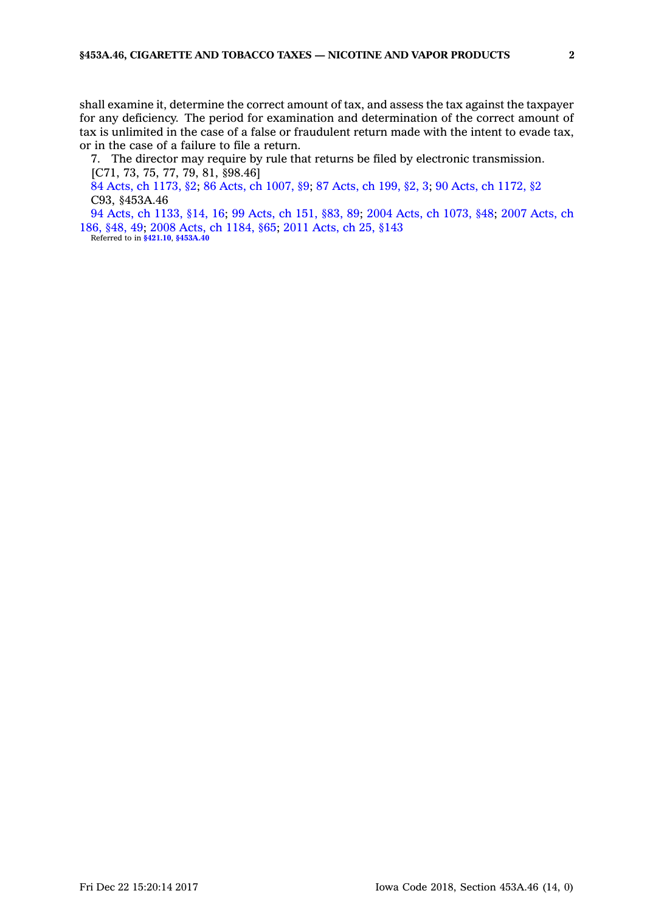shall examine it, determine the correct amount of tax, and assess the tax against the taxpayer for any deficiency. The period for examination and determination of the correct amount of tax is unlimited in the case of a false or fraudulent return made with the intent to evade tax, or in the case of a failure to file a return.

7. The director may require by rule that returns be filed by electronic transmission.

[C71, 73, 75, 77, 79, 81, §98.46]

84 Acts, ch 1173, §2; 86 Acts, ch 1007, §9; 87 Acts, ch 199, §2, 3; 90 Acts, ch 1172, §2

C93, §453A.46

94 Acts, ch 1133, §14, 16; 99 Acts, ch 151, §83, 89; 2004 Acts, ch 1073, §48; 2007 Acts, ch 186, §48, 49; 2008 Acts, ch 1184, §65; 2011 Acts, ch 25, §143

Referred to in **§421.10**, **§453A.40**